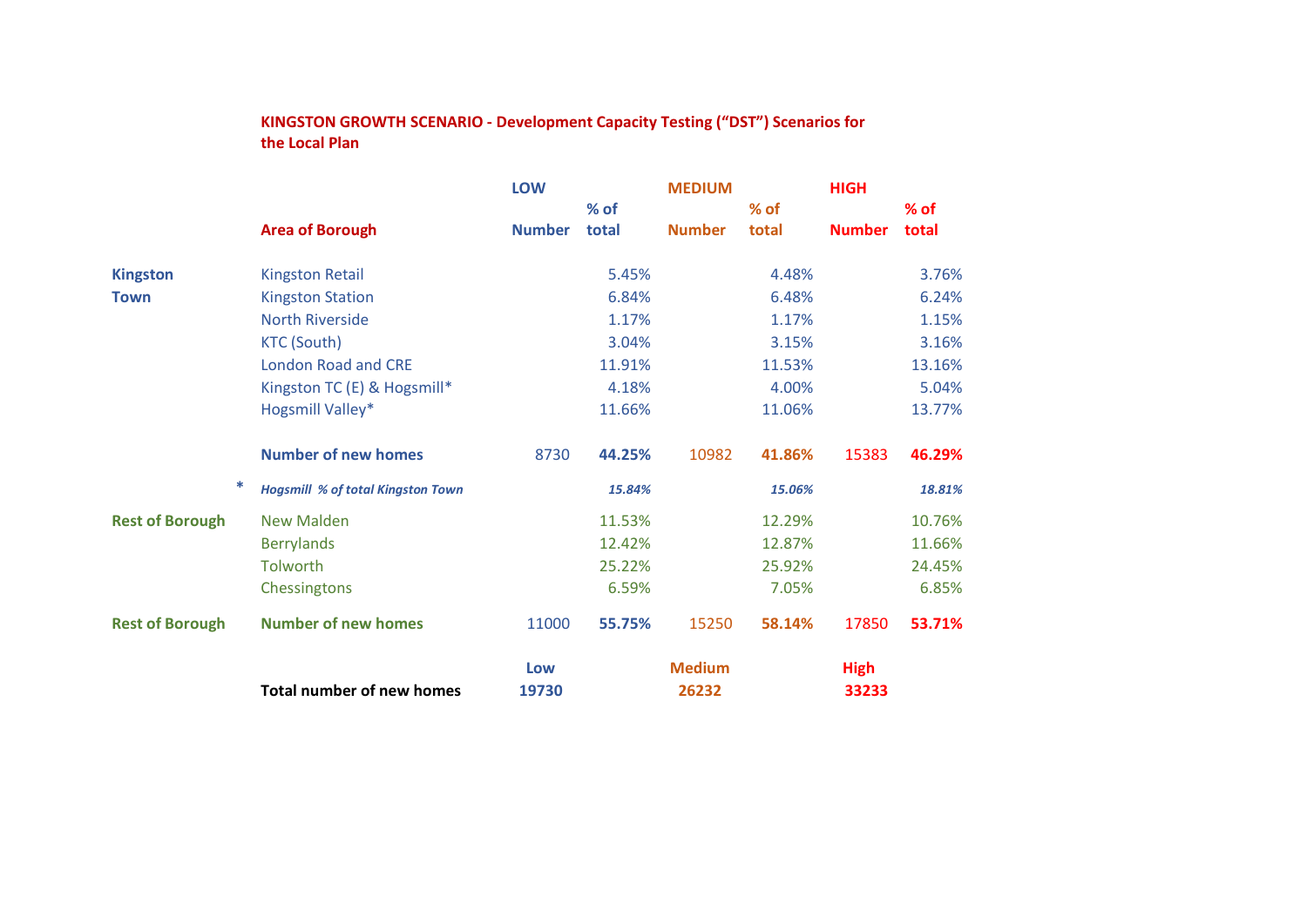**KINGSTON GROWTH SCENARIO - Development Capacity Testing ("DST") Scenarios for the Local Plan**

| | | LOW | | MEDIUM | | HIGH | |
|---|---|---|---|---|---|---|---|
| | **Area of Borough** | **Number** | **% of total** | **Number** | **% of total** | **Number** | **% of total** |
| **Kingston Town** | Kingston Retail | | 5.45% | | 4.48% | | 3.76% |
| | Kingston Station | | 6.84% | | 6.48% | | 6.24% |
| | North Riverside | | 1.17% | | 1.17% | | 1.15% |
| | KTC (South) | | 3.04% | | 3.15% | | 3.16% |
| | London Road and CRE | | 11.91% | | 11.53% | | 13.16% |
| | Kingston TC (E) & Hogsmill* | | 4.18% | | 4.00% | | 5.04% |
| | Hogsmill Valley* | | 11.66% | | 11.06% | | 13.77% |
| | **Number of new homes** | 8730 | **44.25%** | 10982 | **41.86%** | 15383 | **46.29%** |
| * | ***Hogsmill % of total Kingston Town*** | | *15.84%* | | *15.06%* | | *18.81%* |
| **Rest of Borough** | New Malden | | 11.53% | | 12.29% | | 10.76% |
| | Berrylands | | 12.42% | | 12.87% | | 11.66% |
| | Tolworth | | 25.22% | | 25.92% | | 24.45% |
| | Chessingtons | | 6.59% | | 7.05% | | 6.85% |
| **Rest of Borough** | **Number of new homes** | 11000 | **55.75%** | 15250 | **58.14%** | 17850 | **53.71%** |
| | | **Low** | | **Medium** | | **High** | |
| | **Total number of new homes** | **19730** | | **26232** | | **33233** | |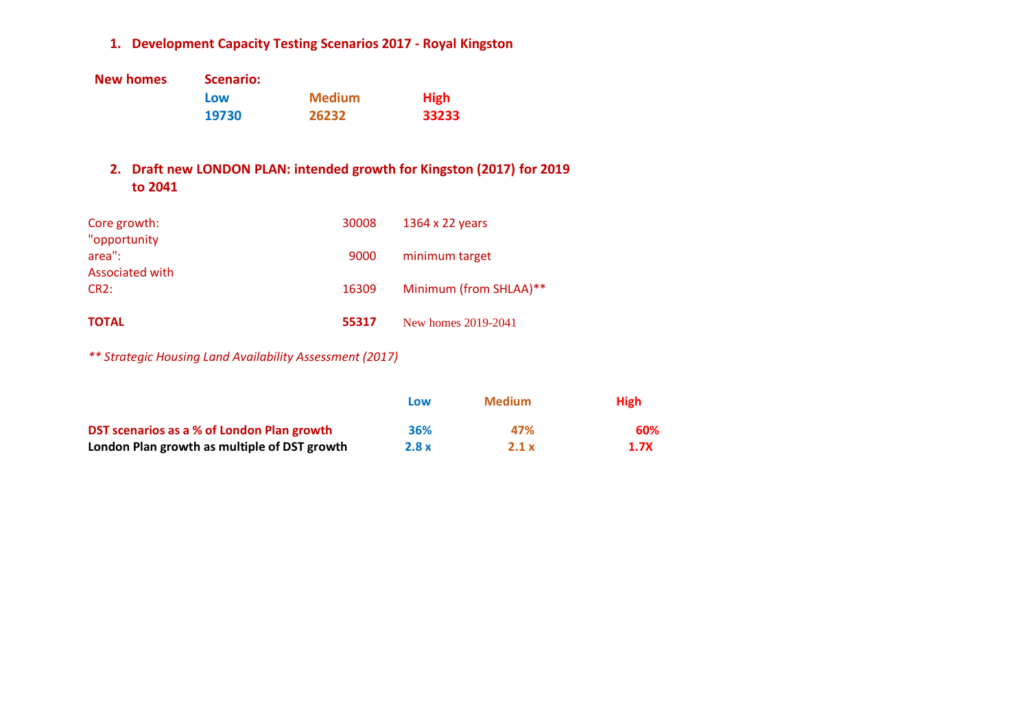1. **Development Capacity Testing Scenarios 2017 - Royal Kingston**

| **New homes** | **Scenario:** | | |
|---|---|---|---|
| | **Low** | **Medium** | **High** |
| | **19730** | **26232** | **33233** |

2. **Draft new LONDON PLAN: intended growth for Kingston (2017) for 2019 to 2041**

| | | |
|---|---|---|
| Core growth: | 30008 | 1364 x 22 years |
| "opportunity area": | 9000 | minimum target |
| Associated with CR2: | 16309 | Minimum (from SHLAA)** |
| **TOTAL** | **55317** | New homes 2019-2041 |

*** Strategic Housing Land Availability Assessment (2017)*

| | **Low** | **Medium** | **High** |
|---|---|---|---|
| **DST scenarios as a % of London Plan growth** | **36%** | **47%** | **60%** |
| **London Plan growth as multiple of DST growth** | **2.8 x** | **2.1 x** | **1.7X** |